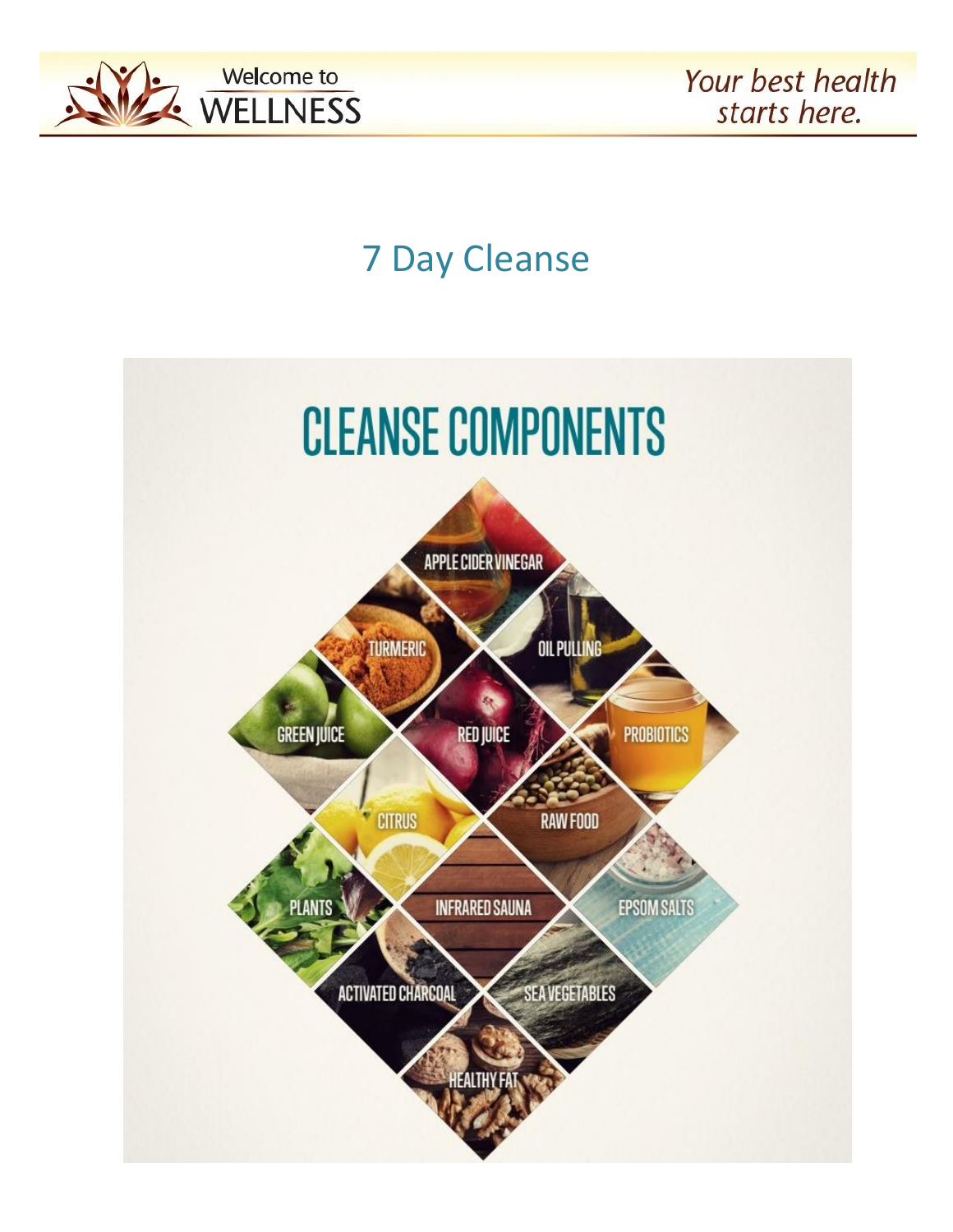# 7 Day Cleanse

## CLEANSE COMPONENTS

- APPLE CIDER VINEGAR
- TURMERIC
- OIL PULLING
- GREEN JUICE
- RED JUICE
- PROBIOTICS
- CITRUS
- RAW FOOD
- PLANTS
- INFRARED SAUNA
- EPSOM SALTS
- ACTIVATED CHARCOAL
- SEA VEGETABLES
- HEALTHY FAT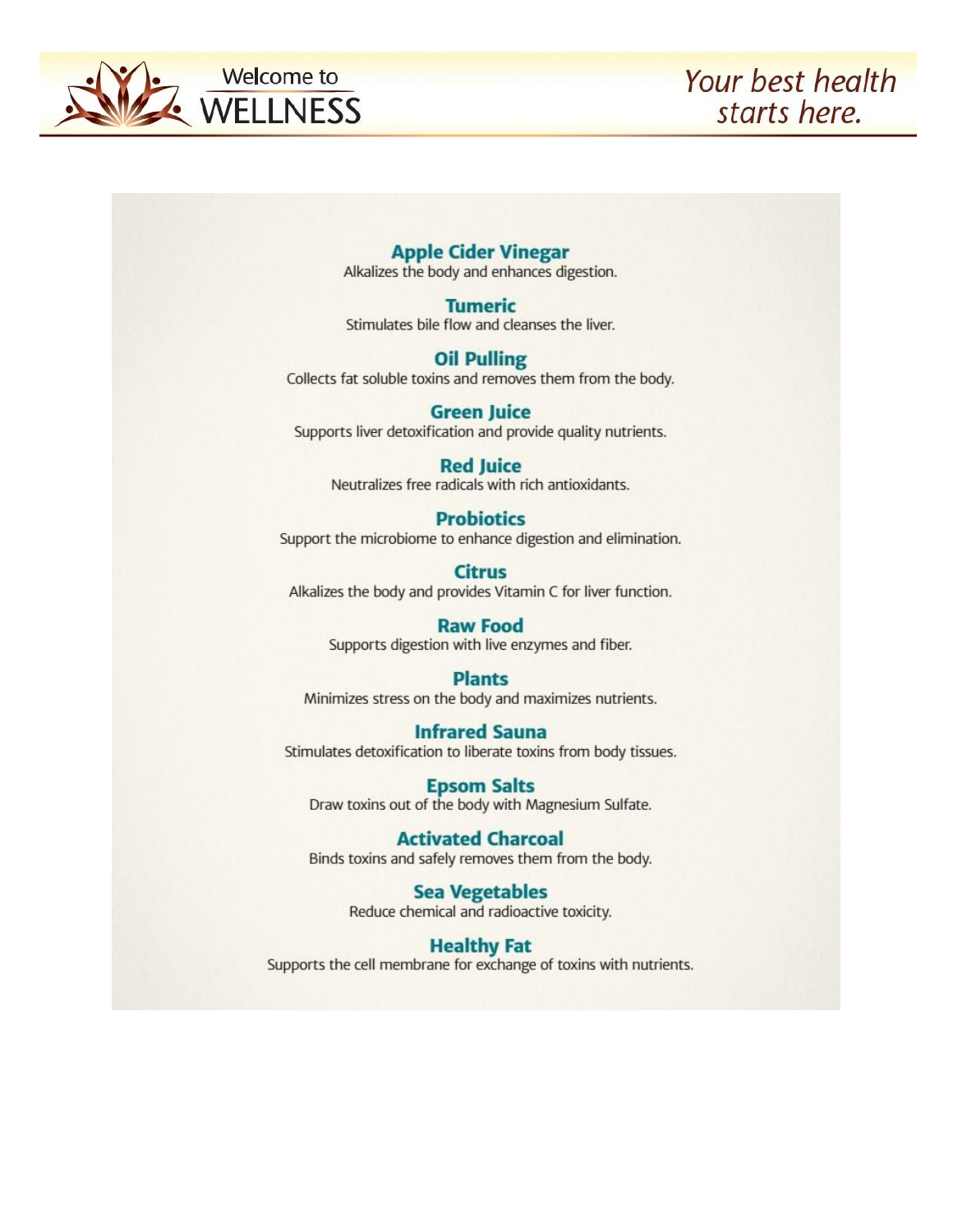### Apple Cider Vinegar
Alkalizes the body and enhances digestion.

### Tumeric
Stimulates bile flow and cleanses the liver.

### Oil Pulling
Collects fat soluble toxins and removes them from the body.

### Green Juice
Supports liver detoxification and provide quality nutrients.

### Red Juice
Neutralizes free radicals with rich antioxidants.

### Probiotics
Support the microbiome to enhance digestion and elimination.

### Citrus
Alkalizes the body and provides Vitamin C for liver function.

### Raw Food
Supports digestion with live enzymes and fiber.

### Plants
Minimizes stress on the body and maximizes nutrients.

### Infrared Sauna
Stimulates detoxification to liberate toxins from body tissues.

### Epsom Salts
Draw toxins out of the body with Magnesium Sulfate.

### Activated Charcoal
Binds toxins and safely removes them from the body.

### Sea Vegetables
Reduce chemical and radioactive toxicity.

### Healthy Fat
Supports the cell membrane for exchange of toxins with nutrients.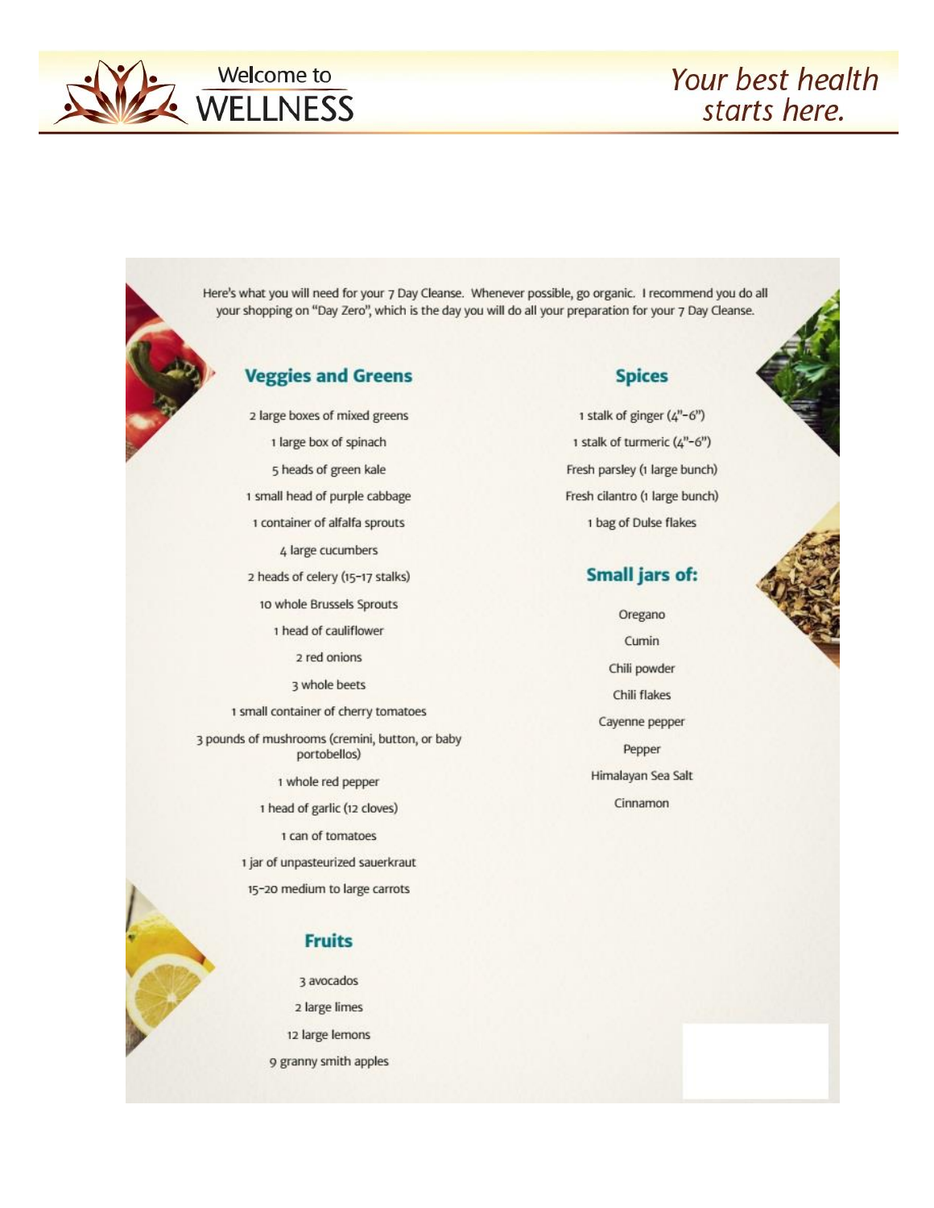Here's what you will need for your 7 Day Cleanse. Whenever possible, go organic. I recommend you do all your shopping on "Day Zero", which is the day you will do all your preparation for your 7 Day Cleanse.

## Veggies and Greens

- 2 large boxes of mixed greens
- 1 large box of spinach
- 5 heads of green kale
- 1 small head of purple cabbage
- 1 container of alfalfa sprouts
- 4 large cucumbers
- 2 heads of celery (15-17 stalks)
- 10 whole Brussels Sprouts
- 1 head of cauliflower
- 2 red onions
- 3 whole beets
- 1 small container of cherry tomatoes
- 3 pounds of mushrooms (cremini, button, or baby portobellos)
- 1 whole red pepper
- 1 head of garlic (12 cloves)
- 1 can of tomatoes
- 1 jar of unpasteurized sauerkraut
- 15-20 medium to large carrots

## Fruits

- 3 avocados
- 2 large limes
- 12 large lemons
- 9 granny smith apples

## Spices

- 1 stalk of ginger (4"-6")
- 1 stalk of turmeric (4"-6")
- Fresh parsley (1 large bunch)
- Fresh cilantro (1 large bunch)
- 1 bag of Dulse flakes

## Small jars of:

- Oregano
- Cumin
- Chili powder
- Chili flakes
- Cayenne pepper
- Pepper
- Himalayan Sea Salt
- Cinnamon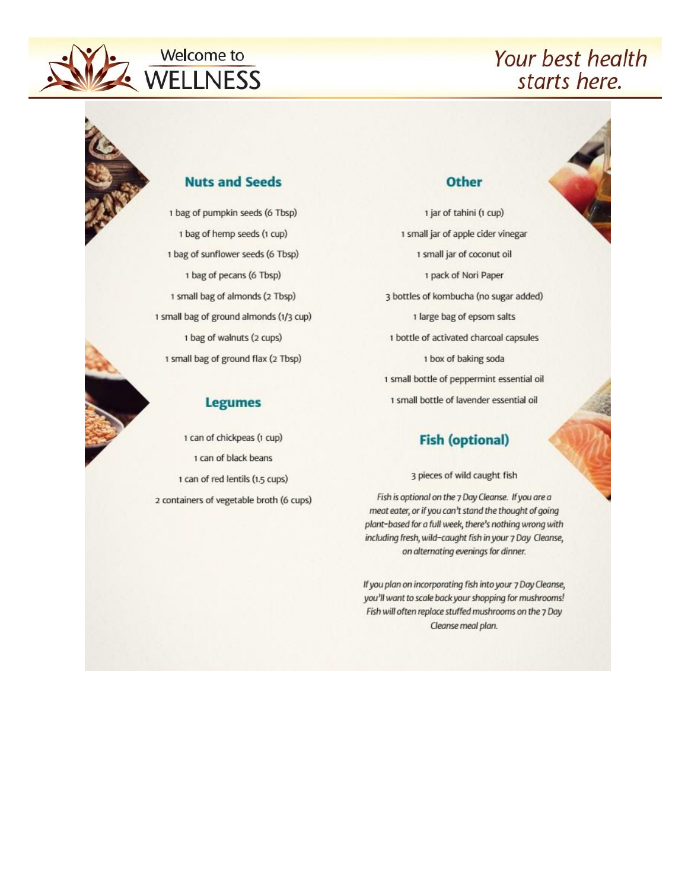## Nuts and Seeds

1 bag of pumpkin seeds (6 Tbsp)

1 bag of hemp seeds (1 cup)

1 bag of sunflower seeds (6 Tbsp)

1 bag of pecans (6 Tbsp)

1 small bag of almonds (2 Tbsp)

1 small bag of ground almonds (1/3 cup)

1 bag of walnuts (2 cups)

1 small bag of ground flax (2 Tbsp)

## Legumes

1 can of chickpeas (1 cup)

1 can of black beans

1 can of red lentils (1.5 cups)

2 containers of vegetable broth (6 cups)

## Other

1 jar of tahini (1 cup)

1 small jar of apple cider vinegar

1 small jar of coconut oil

1 pack of Nori Paper

3 bottles of kombucha (no sugar added)

1 large bag of epsom salts

1 bottle of activated charcoal capsules

1 box of baking soda

1 small bottle of peppermint essential oil

1 small bottle of lavender essential oil

## Fish (optional)

3 pieces of wild caught fish

*Fish is optional on the 7 Day Cleanse. If you are a meat eater, or if you can't stand the thought of going plant-based for a full week, there's nothing wrong with including fresh, wild-caught fish in your 7 Day Cleanse, on alternating evenings for dinner.*

*If you plan on incorporating fish into your 7 Day Cleanse, you'll want to scale back your shopping for mushrooms! Fish will often replace stuffed mushrooms on the 7 Day Cleanse meal plan.*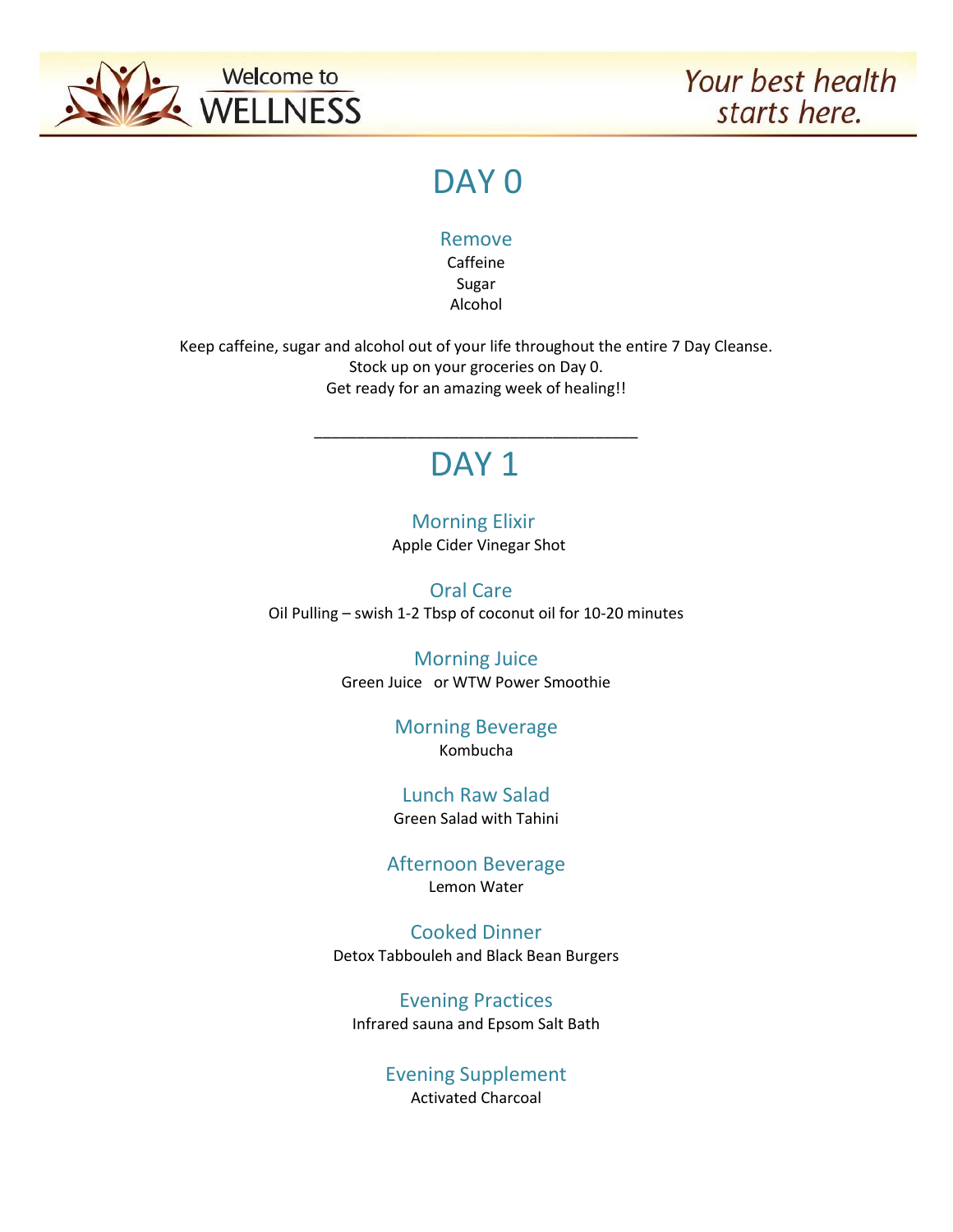# DAY 0

### Remove

Caffeine
Sugar
Alcohol

Keep caffeine, sugar and alcohol out of your life throughout the entire 7 Day Cleanse.
Stock up on your groceries on Day 0.
Get ready for an amazing week of healing!!

---

# DAY 1

### Morning Elixir

Apple Cider Vinegar Shot

### Oral Care

Oil Pulling – swish 1-2 Tbsp of coconut oil for 10-20 minutes

### Morning Juice

Green Juice or WTW Power Smoothie

### Morning Beverage

Kombucha

### Lunch Raw Salad

Green Salad with Tahini

### Afternoon Beverage

Lemon Water

### Cooked Dinner

Detox Tabbouleh and Black Bean Burgers

### Evening Practices

Infrared sauna and Epsom Salt Bath

### Evening Supplement

Activated Charcoal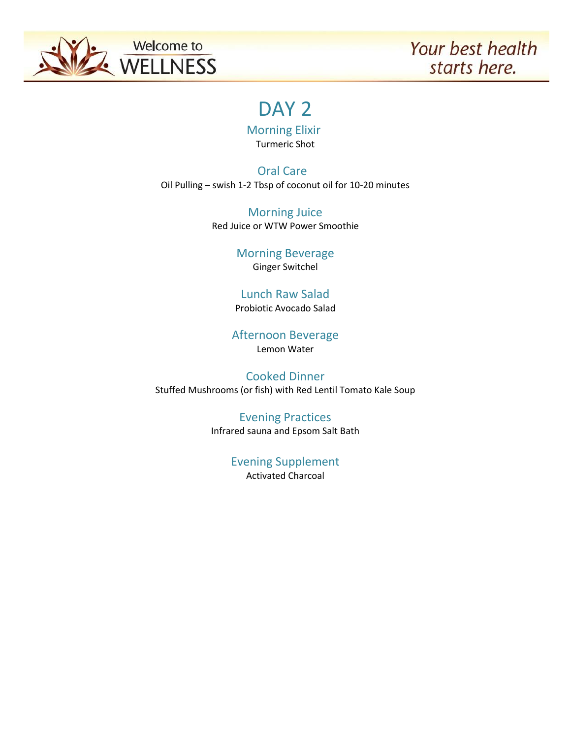# DAY 2

### Morning Elixir

Turmeric Shot

### Oral Care

Oil Pulling – swish 1-2 Tbsp of coconut oil for 10-20 minutes

### Morning Juice

Red Juice or WTW Power Smoothie

### Morning Beverage

Ginger Switchel

### Lunch Raw Salad

Probiotic Avocado Salad

### Afternoon Beverage

Lemon Water

### Cooked Dinner

Stuffed Mushrooms (or fish) with Red Lentil Tomato Kale Soup

### Evening Practices

Infrared sauna and Epsom Salt Bath

### Evening Supplement

Activated Charcoal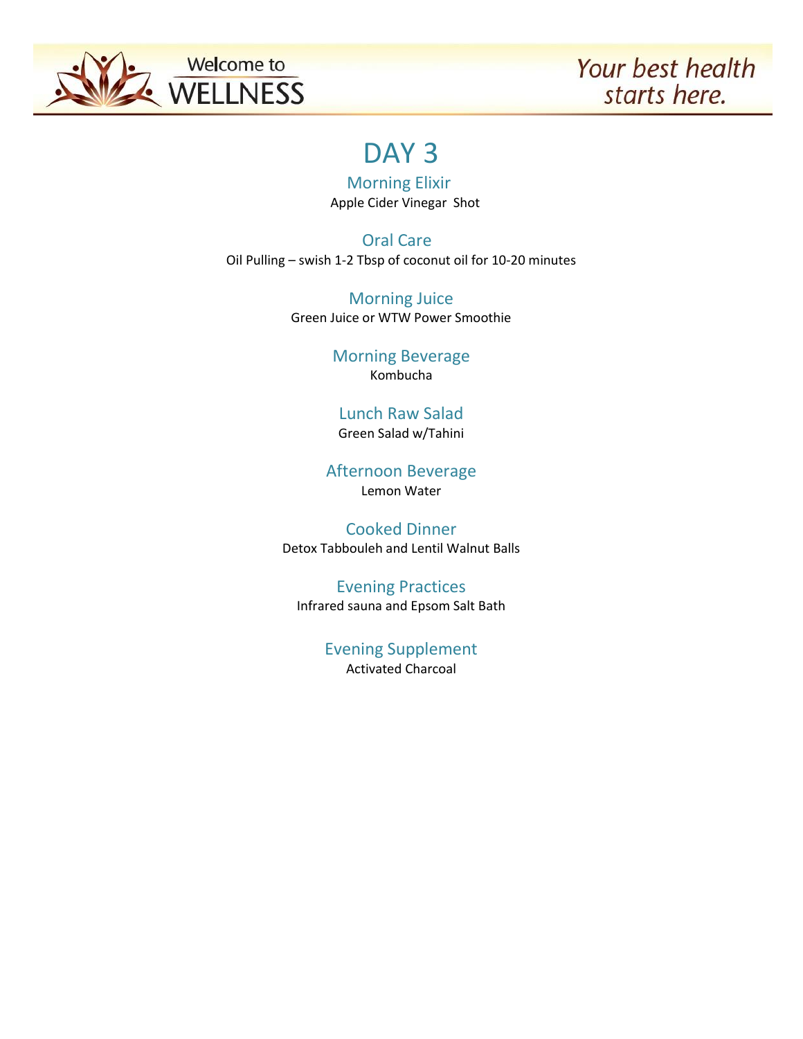# DAY 3

## Morning Elixir

Apple Cider Vinegar Shot

## Oral Care

Oil Pulling – swish 1-2 Tbsp of coconut oil for 10-20 minutes

## Morning Juice

Green Juice or WTW Power Smoothie

## Morning Beverage

Kombucha

## Lunch Raw Salad

Green Salad w/Tahini

## Afternoon Beverage

Lemon Water

## Cooked Dinner

Detox Tabbouleh and Lentil Walnut Balls

## Evening Practices

Infrared sauna and Epsom Salt Bath

## Evening Supplement

Activated Charcoal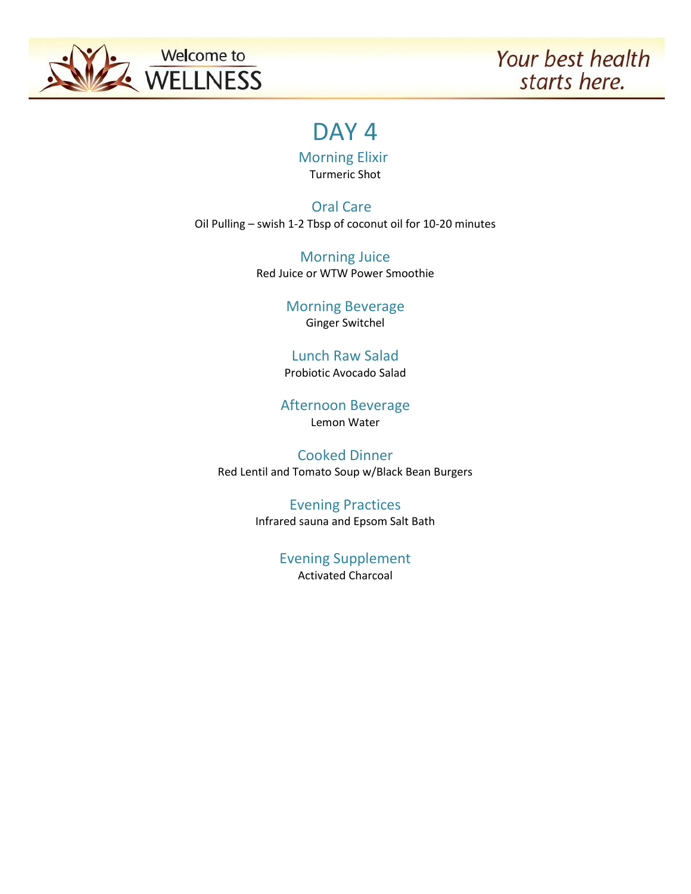# DAY 4

## Morning Elixir
Turmeric Shot

## Oral Care
Oil Pulling – swish 1-2 Tbsp of coconut oil for 10-20 minutes

## Morning Juice
Red Juice or WTW Power Smoothie

## Morning Beverage
Ginger Switchel

## Lunch Raw Salad
Probiotic Avocado Salad

## Afternoon Beverage
Lemon Water

## Cooked Dinner
Red Lentil and Tomato Soup w/Black Bean Burgers

## Evening Practices
Infrared sauna and Epsom Salt Bath

## Evening Supplement
Activated Charcoal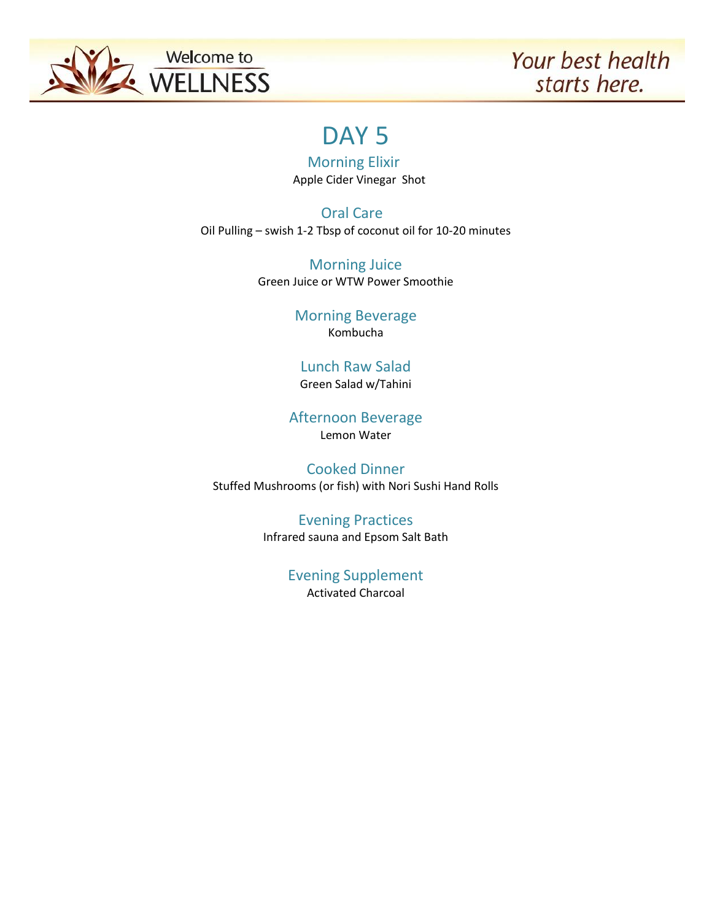# DAY 5

### Morning Elixir
Apple Cider Vinegar Shot

### Oral Care
Oil Pulling – swish 1-2 Tbsp of coconut oil for 10-20 minutes

### Morning Juice
Green Juice or WTW Power Smoothie

### Morning Beverage
Kombucha

### Lunch Raw Salad
Green Salad w/Tahini

### Afternoon Beverage
Lemon Water

### Cooked Dinner
Stuffed Mushrooms (or fish) with Nori Sushi Hand Rolls

### Evening Practices
Infrared sauna and Epsom Salt Bath

### Evening Supplement
Activated Charcoal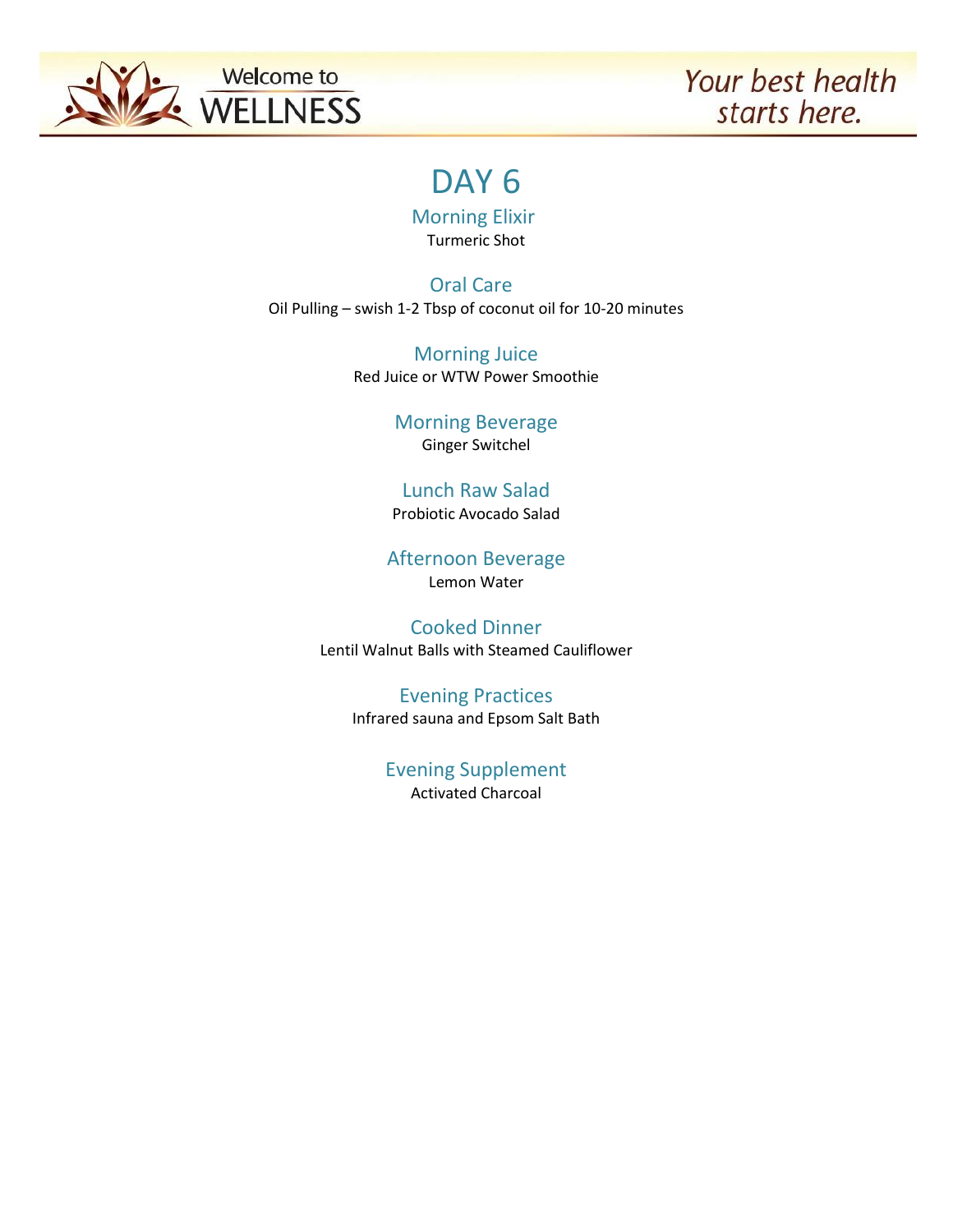# DAY 6

## Morning Elixir
Turmeric Shot

## Oral Care
Oil Pulling – swish 1-2 Tbsp of coconut oil for 10-20 minutes

## Morning Juice
Red Juice or WTW Power Smoothie

## Morning Beverage
Ginger Switchel

## Lunch Raw Salad
Probiotic Avocado Salad

## Afternoon Beverage
Lemon Water

## Cooked Dinner
Lentil Walnut Balls with Steamed Cauliflower

## Evening Practices
Infrared sauna and Epsom Salt Bath

## Evening Supplement
Activated Charcoal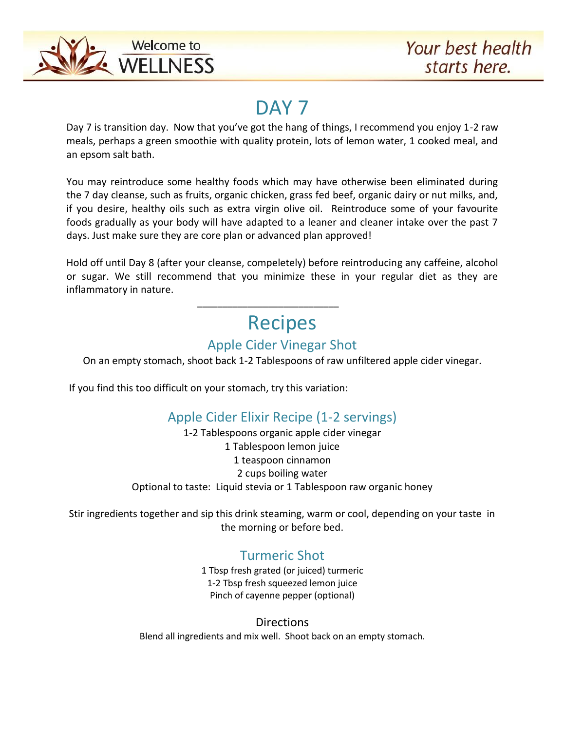# DAY 7

Day 7 is transition day. Now that you've got the hang of things, I recommend you enjoy 1-2 raw meals, perhaps a green smoothie with quality protein, lots of lemon water, 1 cooked meal, and an epsom salt bath.

You may reintroduce some healthy foods which may have otherwise been eliminated during the 7 day cleanse, such as fruits, organic chicken, grass fed beef, organic dairy or nut milks, and, if you desire, healthy oils such as extra virgin olive oil. Reintroduce some of your favourite foods gradually as your body will have adapted to a leaner and cleaner intake over the past 7 days. Just make sure they are core plan or advanced plan approved!

Hold off until Day 8 (after your cleanse, compeletely) before reintroducing any caffeine, alcohol or sugar. We still recommend that you minimize these in your regular diet as they are inflammatory in nature.

---

# Recipes

## Apple Cider Vinegar Shot

On an empty stomach, shoot back 1-2 Tablespoons of raw unfiltered apple cider vinegar.

If you find this too difficult on your stomach, try this variation:

## Apple Cider Elixir Recipe (1-2 servings)

1-2 Tablespoons organic apple cider vinegar
1 Tablespoon lemon juice
1 teaspoon cinnamon
2 cups boiling water
Optional to taste: Liquid stevia or 1 Tablespoon raw organic honey

Stir ingredients together and sip this drink steaming, warm or cool, depending on your taste in the morning or before bed.

## Turmeric Shot

1 Tbsp fresh grated (or juiced) turmeric
1-2 Tbsp fresh squeezed lemon juice
Pinch of cayenne pepper (optional)

### Directions

Blend all ingredients and mix well. Shoot back on an empty stomach.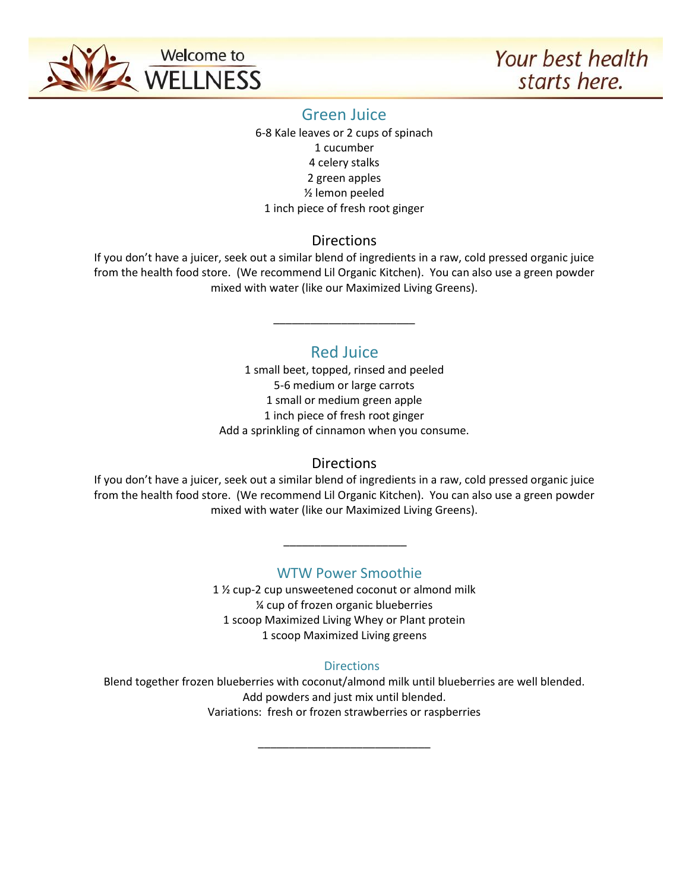## Green Juice

6-8 Kale leaves or 2 cups of spinach
1 cucumber
4 celery stalks
2 green apples
½ lemon peeled
1 inch piece of fresh root ginger

### Directions

If you don't have a juicer, seek out a similar blend of ingredients in a raw, cold pressed organic juice from the health food store. (We recommend Lil Organic Kitchen). You can also use a green powder mixed with water (like our Maximized Living Greens).

---

## Red Juice

1 small beet, topped, rinsed and peeled
5-6 medium or large carrots
1 small or medium green apple
1 inch piece of fresh root ginger
Add a sprinkling of cinnamon when you consume.

### Directions

If you don't have a juicer, seek out a similar blend of ingredients in a raw, cold pressed organic juice from the health food store. (We recommend Lil Organic Kitchen). You can also use a green powder mixed with water (like our Maximized Living Greens).

---

## WTW Power Smoothie

1 ½ cup-2 cup unsweetened coconut or almond milk
¼ cup of frozen organic blueberries
1 scoop Maximized Living Whey or Plant protein
1 scoop Maximized Living greens

### Directions

Blend together frozen blueberries with coconut/almond milk until blueberries are well blended.
Add powders and just mix until blended.
Variations: fresh or frozen strawberries or raspberries

---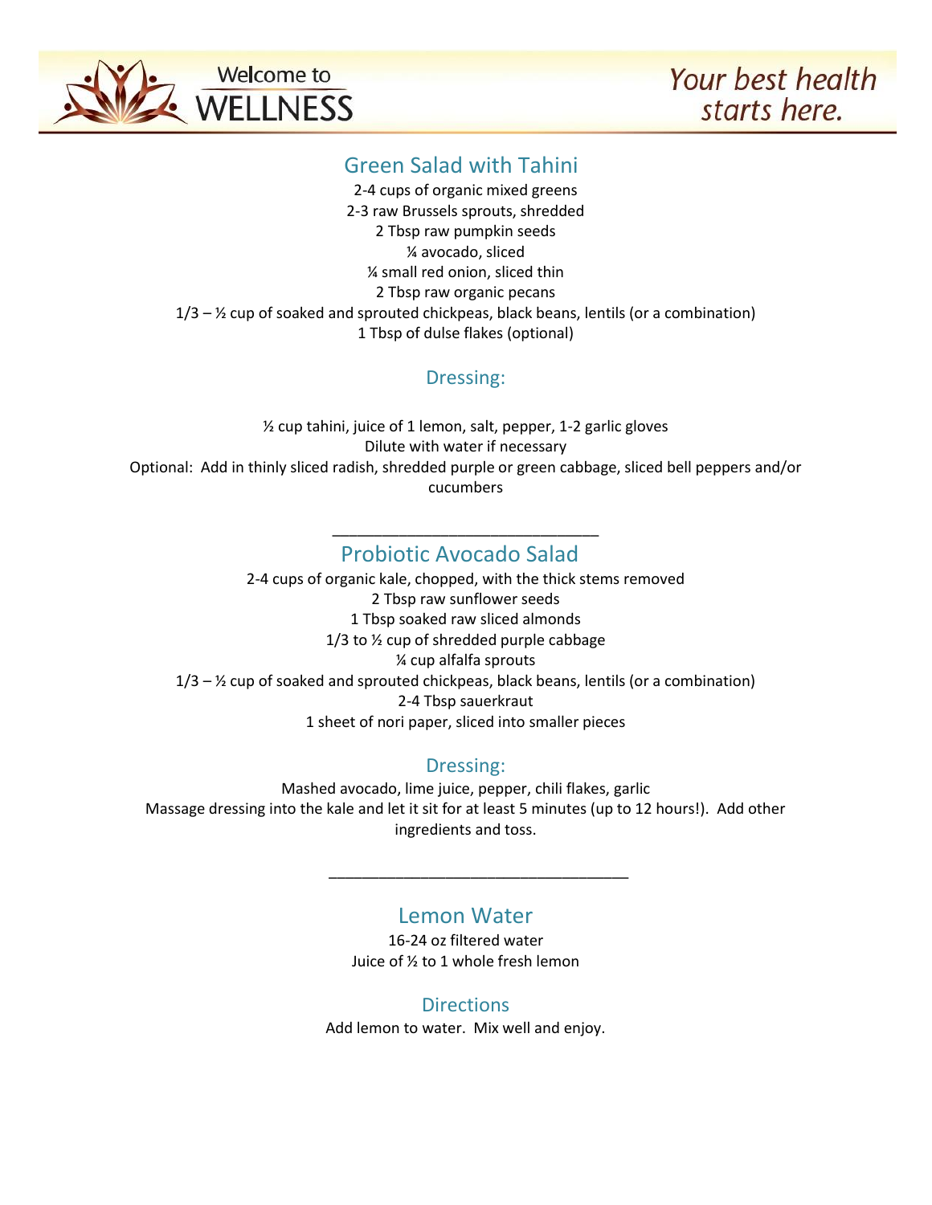## Green Salad with Tahini

2-4 cups of organic mixed greens
2-3 raw Brussels sprouts, shredded
2 Tbsp raw pumpkin seeds
¼ avocado, sliced
¼ small red onion, sliced thin
2 Tbsp raw organic pecans
1/3 – ½ cup of soaked and sprouted chickpeas, black beans, lentils (or a combination)
1 Tbsp of dulse flakes (optional)

### Dressing:

½ cup tahini, juice of 1 lemon, salt, pepper, 1-2 garlic gloves
Dilute with water if necessary
Optional: Add in thinly sliced radish, shredded purple or green cabbage, sliced bell peppers and/or cucumbers

---

## Probiotic Avocado Salad

2-4 cups of organic kale, chopped, with the thick stems removed
2 Tbsp raw sunflower seeds
1 Tbsp soaked raw sliced almonds
1/3 to ½ cup of shredded purple cabbage
¼ cup alfalfa sprouts
1/3 – ½ cup of soaked and sprouted chickpeas, black beans, lentils (or a combination)
2-4 Tbsp sauerkraut
1 sheet of nori paper, sliced into smaller pieces

### Dressing:

Mashed avocado, lime juice, pepper, chili flakes, garlic
Massage dressing into the kale and let it sit for at least 5 minutes (up to 12 hours!). Add other ingredients and toss.

---

## Lemon Water

16-24 oz filtered water
Juice of ½ to 1 whole fresh lemon

### Directions

Add lemon to water. Mix well and enjoy.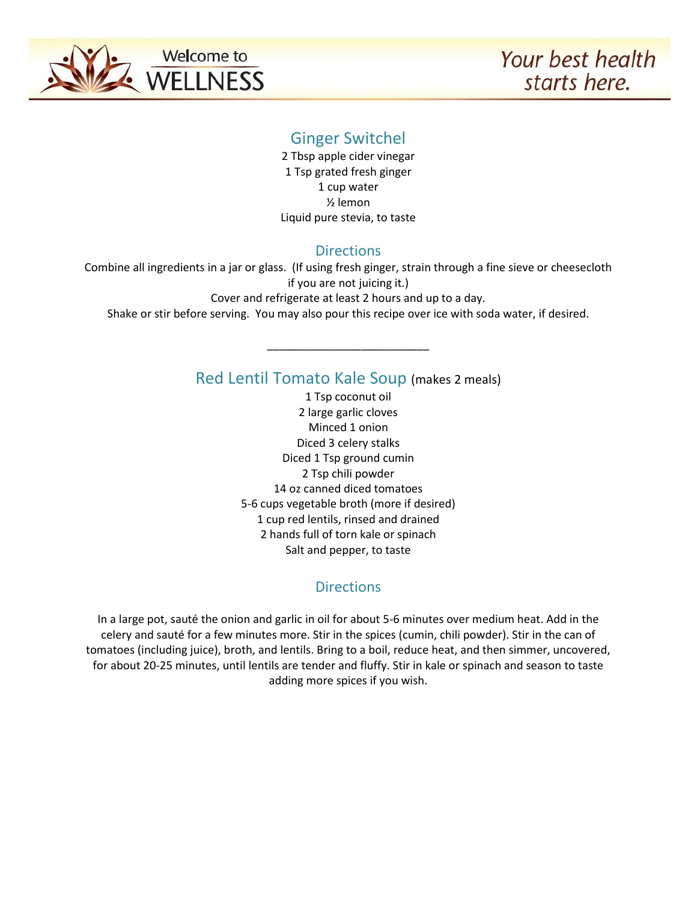## Ginger Switchel

2 Tbsp apple cider vinegar
1 Tsp grated fresh ginger
1 cup water
½ lemon
Liquid pure stevia, to taste

### Directions

Combine all ingredients in a jar or glass. (If using fresh ginger, strain through a fine sieve or cheesecloth if you are not juicing it.)
Cover and refrigerate at least 2 hours and up to a day.
Shake or stir before serving. You may also pour this recipe over ice with soda water, if desired.

________________________

## Red Lentil Tomato Kale Soup (makes 2 meals)

1 Tsp coconut oil
2 large garlic cloves
Minced 1 onion
Diced 3 celery stalks
Diced 1 Tsp ground cumin
2 Tsp chili powder
14 oz canned diced tomatoes
5-6 cups vegetable broth (more if desired)
1 cup red lentils, rinsed and drained
2 hands full of torn kale or spinach
Salt and pepper, to taste

### Directions

In a large pot, sauté the onion and garlic in oil for about 5-6 minutes over medium heat. Add in the celery and sauté for a few minutes more. Stir in the spices (cumin, chili powder). Stir in the can of tomatoes (including juice), broth, and lentils. Bring to a boil, reduce heat, and then simmer, uncovered, for about 20-25 minutes, until lentils are tender and fluffy. Stir in kale or spinach and season to taste adding more spices if you wish.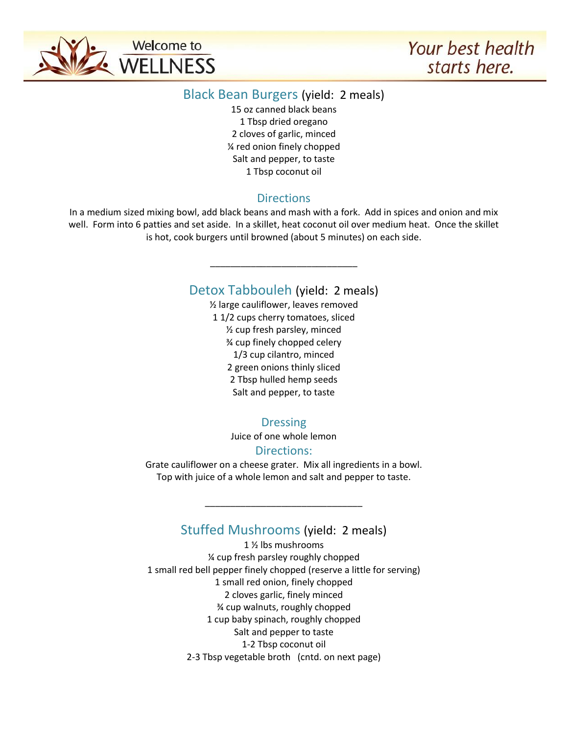## Black Bean Burgers (yield: 2 meals)

15 oz canned black beans
1 Tbsp dried oregano
2 cloves of garlic, minced
¼ red onion finely chopped
Salt and pepper, to taste
1 Tbsp coconut oil

### Directions

In a medium sized mixing bowl, add black beans and mash with a fork. Add in spices and onion and mix well. Form into 6 patties and set aside. In a skillet, heat coconut oil over medium heat. Once the skillet is hot, cook burgers until browned (about 5 minutes) on each side.

---

## Detox Tabbouleh (yield: 2 meals)

½ large cauliflower, leaves removed
1 1/2 cups cherry tomatoes, sliced
½ cup fresh parsley, minced
¾ cup finely chopped celery
1/3 cup cilantro, minced
2 green onions thinly sliced
2 Tbsp hulled hemp seeds
Salt and pepper, to taste

### Dressing

Juice of one whole lemon

### Directions:

Grate cauliflower on a cheese grater. Mix all ingredients in a bowl.
Top with juice of a whole lemon and salt and pepper to taste.

---

## Stuffed Mushrooms (yield: 2 meals)

1 ½ lbs mushrooms
¼ cup fresh parsley roughly chopped
1 small red bell pepper finely chopped (reserve a little for serving)
1 small red onion, finely chopped
2 cloves garlic, finely minced
¾ cup walnuts, roughly chopped
1 cup baby spinach, roughly chopped
Salt and pepper to taste
1-2 Tbsp coconut oil
2-3 Tbsp vegetable broth (cntd. on next page)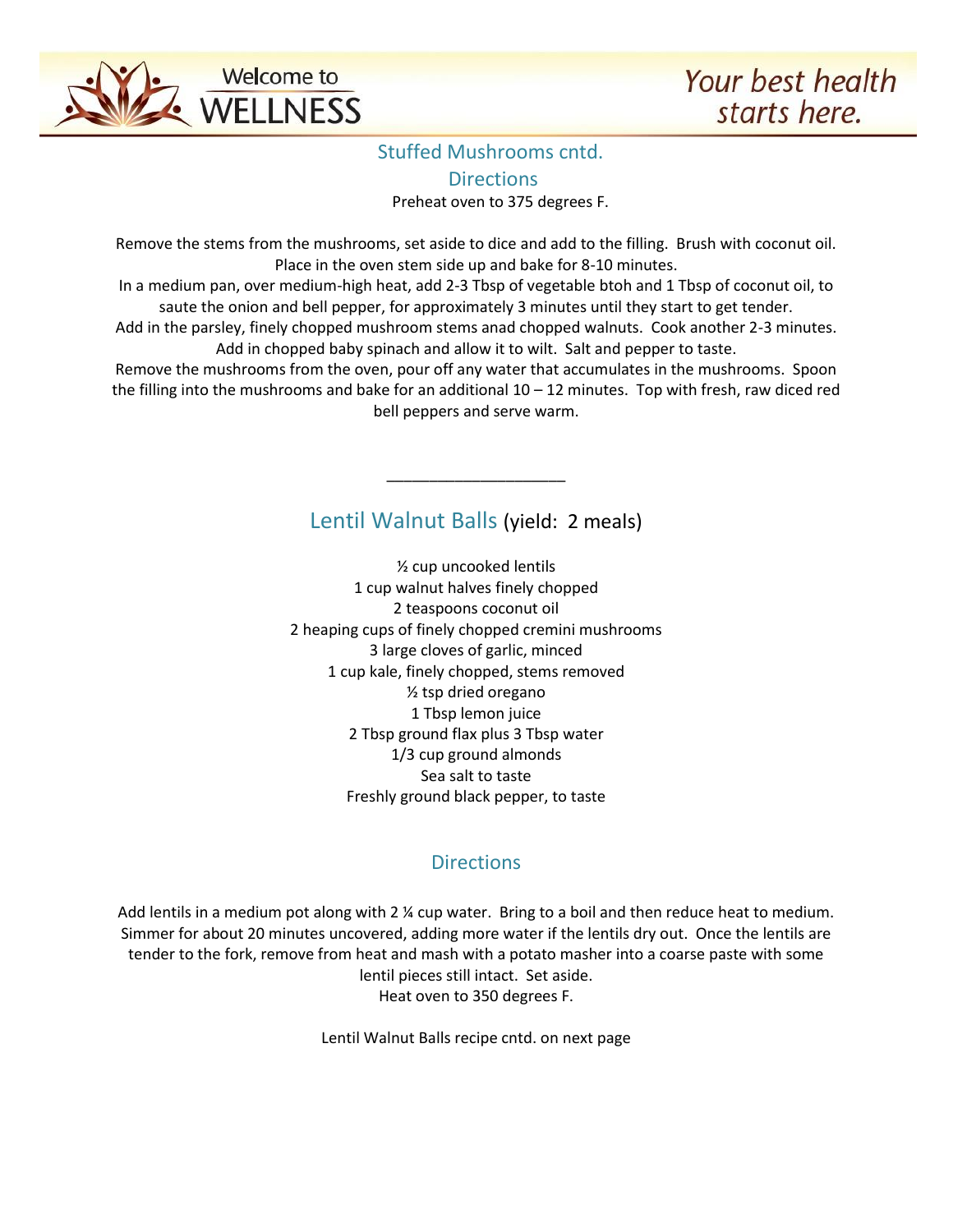## Stuffed Mushrooms cntd.

### Directions

Preheat oven to 375 degrees F.

Remove the stems from the mushrooms, set aside to dice and add to the filling. Brush with coconut oil. Place in the oven stem side up and bake for 8-10 minutes.

In a medium pan, over medium-high heat, add 2-3 Tbsp of vegetable btoh and 1 Tbsp of coconut oil, to saute the onion and bell pepper, for approximately 3 minutes until they start to get tender.

Add in the parsley, finely chopped mushroom stems anad chopped walnuts. Cook another 2-3 minutes. Add in chopped baby spinach and allow it to wilt. Salt and pepper to taste.

Remove the mushrooms from the oven, pour off any water that accumulates in the mushrooms. Spoon the filling into the mushrooms and bake for an additional 10 – 12 minutes. Top with fresh, raw diced red bell peppers and serve warm.

---

## Lentil Walnut Balls (yield: 2 meals)

½ cup uncooked lentils
1 cup walnut halves finely chopped
2 teaspoons coconut oil
2 heaping cups of finely chopped cremini mushrooms
3 large cloves of garlic, minced
1 cup kale, finely chopped, stems removed
½ tsp dried oregano
1 Tbsp lemon juice
2 Tbsp ground flax plus 3 Tbsp water
1/3 cup ground almonds
Sea salt to taste
Freshly ground black pepper, to taste

### Directions

Add lentils in a medium pot along with 2 ¼ cup water. Bring to a boil and then reduce heat to medium. Simmer for about 20 minutes uncovered, adding more water if the lentils dry out. Once the lentils are tender to the fork, remove from heat and mash with a potato masher into a coarse paste with some lentil pieces still intact. Set aside.

Heat oven to 350 degrees F.

Lentil Walnut Balls recipe cntd. on next page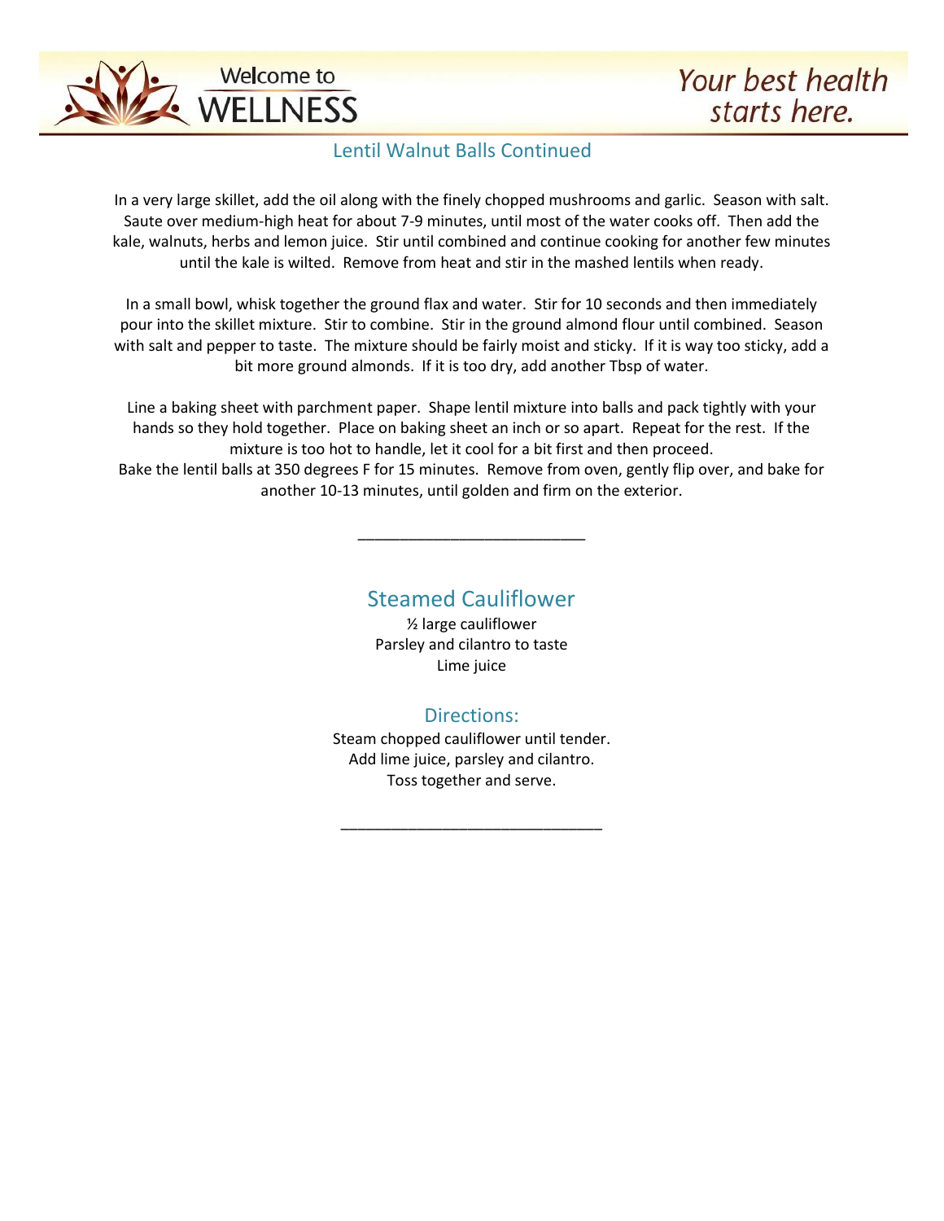## Lentil Walnut Balls Continued

In a very large skillet, add the oil along with the finely chopped mushrooms and garlic. Season with salt. Saute over medium-high heat for about 7-9 minutes, until most of the water cooks off. Then add the kale, walnuts, herbs and lemon juice. Stir until combined and continue cooking for another few minutes until the kale is wilted. Remove from heat and stir in the mashed lentils when ready.

In a small bowl, whisk together the ground flax and water. Stir for 10 seconds and then immediately pour into the skillet mixture. Stir to combine. Stir in the ground almond flour until combined. Season with salt and pepper to taste. The mixture should be fairly moist and sticky. If it is way too sticky, add a bit more ground almonds. If it is too dry, add another Tbsp of water.

Line a baking sheet with parchment paper. Shape lentil mixture into balls and pack tightly with your hands so they hold together. Place on baking sheet an inch or so apart. Repeat for the rest. If the mixture is too hot to handle, let it cool for a bit first and then proceed.
Bake the lentil balls at 350 degrees F for 15 minutes. Remove from oven, gently flip over, and bake for another 10-13 minutes, until golden and firm on the exterior.

---

## Steamed Cauliflower

½ large cauliflower
Parsley and cilantro to taste
Lime juice

### Directions:

Steam chopped cauliflower until tender.
Add lime juice, parsley and cilantro.
Toss together and serve.

---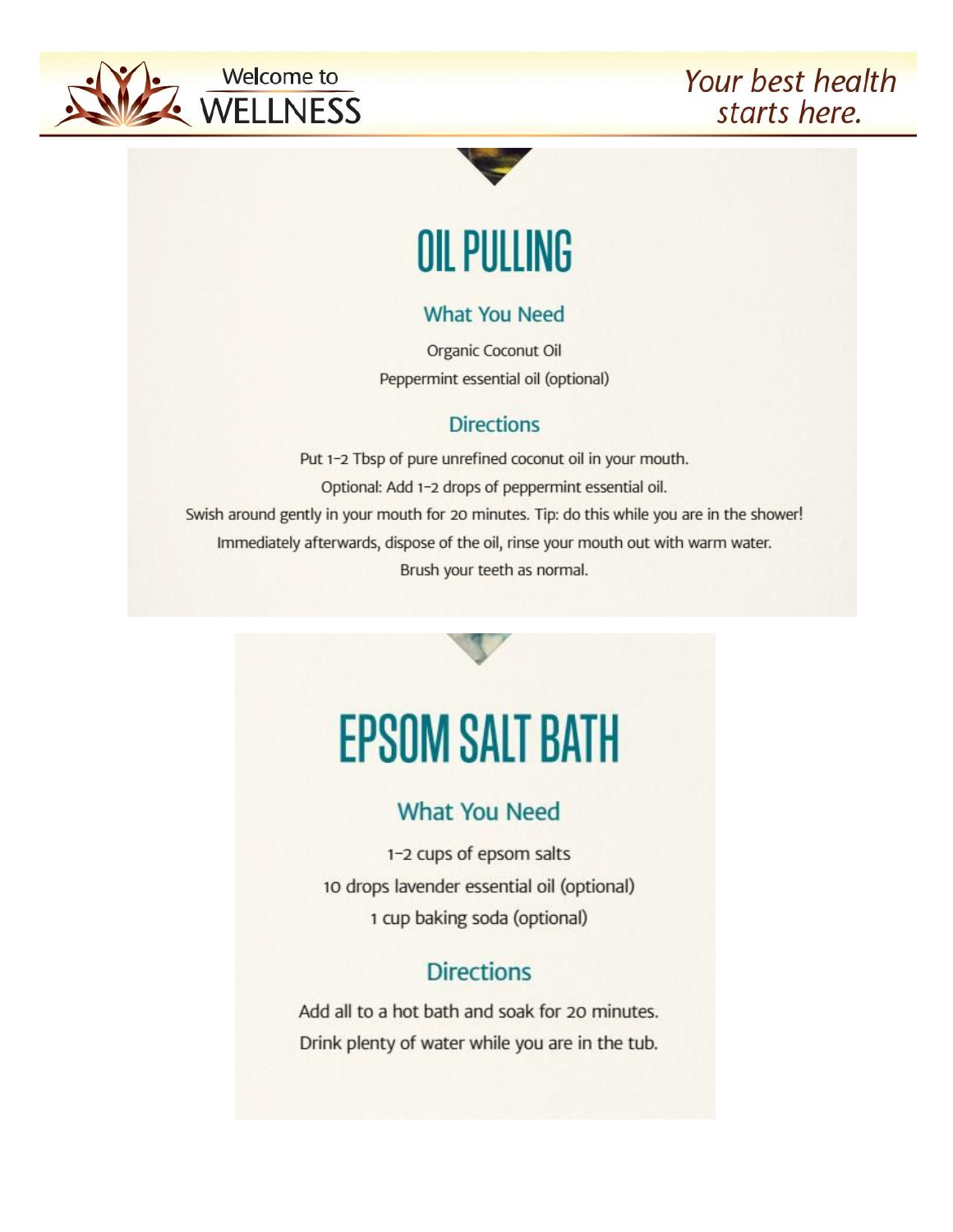# OIL PULLING

## What You Need

Organic Coconut Oil

Peppermint essential oil (optional)

## Directions

Put 1-2 Tbsp of pure unrefined coconut oil in your mouth.

Optional: Add 1-2 drops of peppermint essential oil.

Swish around gently in your mouth for 20 minutes. Tip: do this while you are in the shower!

Immediately afterwards, dispose of the oil, rinse your mouth out with warm water.

Brush your teeth as normal.

# EPSOM SALT BATH

## What You Need

1-2 cups of epsom salts

10 drops lavender essential oil (optional)

1 cup baking soda (optional)

## Directions

Add all to a hot bath and soak for 20 minutes.

Drink plenty of water while you are in the tub.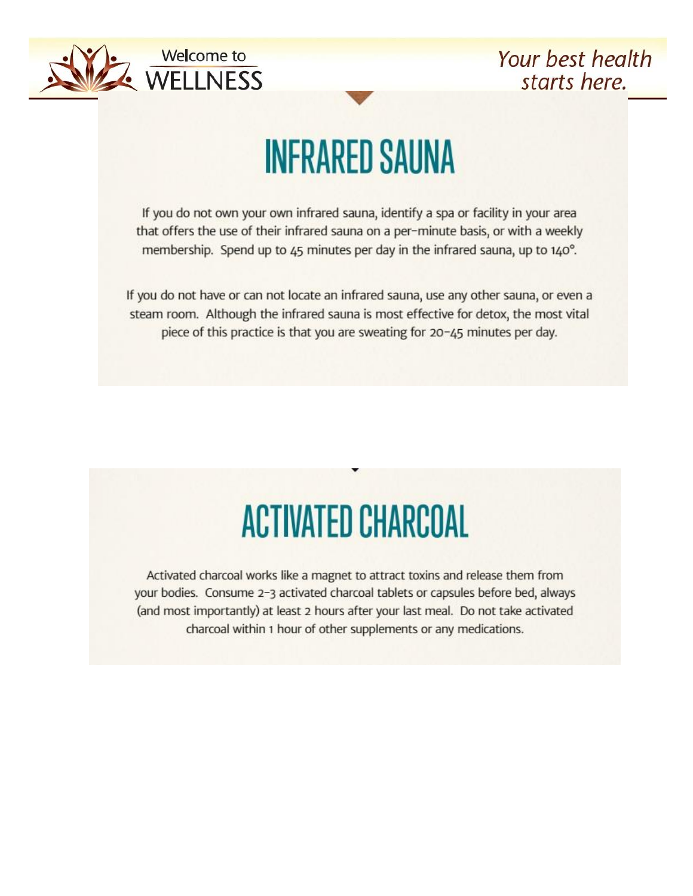# INFRARED SAUNA

If you do not own your own infrared sauna, identify a spa or facility in your area that offers the use of their infrared sauna on a per-minute basis, or with a weekly membership. Spend up to 45 minutes per day in the infrared sauna, up to 140°.

If you do not have or can not locate an infrared sauna, use any other sauna, or even a steam room. Although the infrared sauna is most effective for detox, the most vital piece of this practice is that you are sweating for 20-45 minutes per day.

# ACTIVATED CHARCOAL

Activated charcoal works like a magnet to attract toxins and release them from your bodies. Consume 2-3 activated charcoal tablets or capsules before bed, always (and most importantly) at least 2 hours after your last meal. Do not take activated charcoal within 1 hour of other supplements or any medications.